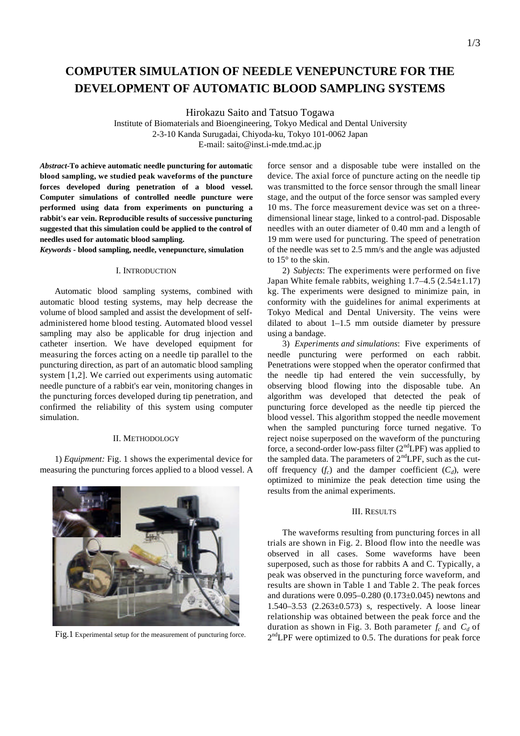# COMPUTER SIMULATION OF NEEDLE VENEPUNCTURE FOR THE DEVELOPMENT OF AUTOMATIC BLOOD SAMPLING SYSTEMS

Hirokazu Saito and Tatsuo Togawa

Institute of Biomaterials and Bioengineering, Tokyo Medical and Dental University
2-3-10 Kanda Surugadai, Chiyoda-ku, Tokyo 101-0062 Japan
E-mail: saito@inst.i-mde.tmd.ac.jp

***Abstract*-To achieve automatic needle puncturing for automatic blood sampling, we studied peak waveforms of the puncture forces developed during penetration of a blood vessel. Computer simulations of controlled needle puncture were performed using data from experiments on puncturing a rabbit's ear vein. Reproducible results of successive puncturing suggested that this simulation could be applied to the control of needles used for automatic blood sampling.**

***Keywords* - blood sampling, needle, venepuncture, simulation**

## I. Introduction

Automatic blood sampling systems, combined with automatic blood testing systems, may help decrease the volume of blood sampled and assist the development of self-administered home blood testing. Automated blood vessel sampling may also be applicable for drug injection and catheter insertion. We have developed equipment for measuring the forces acting on a needle tip parallel to the puncturing direction, as part of an automatic blood sampling system [1,2]. We carried out experiments using automatic needle puncture of a rabbit's ear vein, monitoring changes in the puncturing forces developed during tip penetration, and confirmed the reliability of this system using computer simulation.

## II. Methodology

1) *Equipment:* Fig. 1 shows the experimental device for measuring the puncturing forces applied to a blood vessel. A force sensor and a disposable tube were installed on the device. The axial force of puncture acting on the needle tip was transmitted to the force sensor through the small linear stage, and the output of the force sensor was sampled every 10 ms. The force measurement device was set on a three-dimensional linear stage, linked to a control-pad. Disposable needles with an outer diameter of 0.40 mm and a length of 19 mm were used for puncturing. The speed of penetration of the needle was set to 2.5 mm/s and the angle was adjusted to 15° to the skin.

Fig.1 Experimental setup for the measurement of puncturing force.

2) *Subjects*: The experiments were performed on five Japan White female rabbits, weighing 1.7–4.5 (2.54±1.17) kg. The experiments were designed to minimize pain, in conformity with the guidelines for animal experiments at Tokyo Medical and Dental University. The veins were dilated to about 1–1.5 mm outside diameter by pressure using a bandage.

3) *Experiments and simulations*: Five experiments of needle puncturing were performed on each rabbit. Penetrations were stopped when the operator confirmed that the needle tip had entered the vein successfully, by observing blood flowing into the disposable tube. An algorithm was developed that detected the peak of puncturing force developed as the needle tip pierced the blood vessel. This algorithm stopped the needle movement when the sampled puncturing force turned negative. To reject noise superposed on the waveform of the puncturing force, a second-order low-pass filter (2[nd]LPF) was applied to the sampled data. The parameters of 2[nd]LPF, such as the cut-off frequency ($f_c$) and the damper coefficient ($C_d$), were optimized to minimize the peak detection time using the results from the animal experiments.

## III. Results

The waveforms resulting from puncturing forces in all trials are shown in Fig. 2. Blood flow into the needle was observed in all cases. Some waveforms have been superposed, such as those for rabbits A and C. Typically, a peak was observed in the puncturing force waveform, and results are shown in Table 1 and Table 2. The peak forces and durations were 0.095–0.280 (0.173±0.045) newtons and 1.540–3.53 (2.263±0.573) s, respectively. A loose linear relationship was obtained between the peak force and the duration as shown in Fig. 3. Both parameter $f_c$ and $C_d$ of 2[nd]LPF were optimized to 0.5. The durations for peak force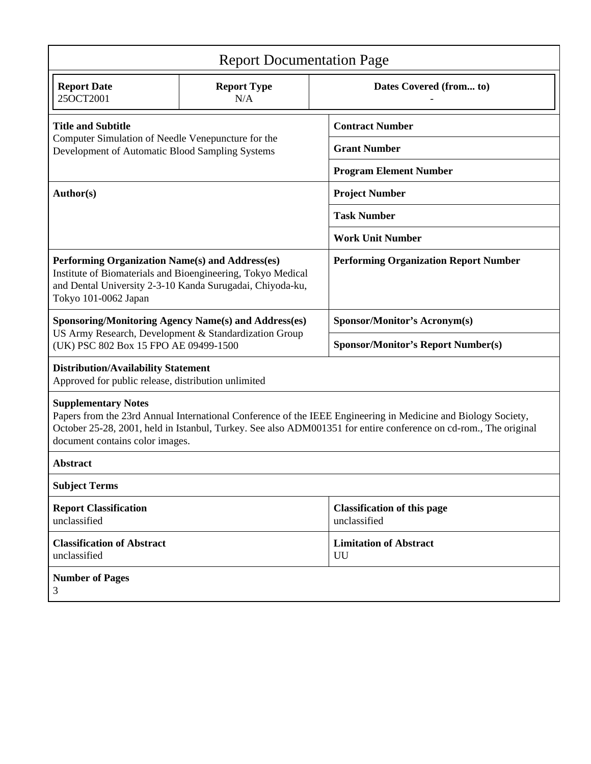# Report Documentation Page

| Report Date | Report Type | Dates Covered (from... to) |
|---|---|---|
| 25OCT2001 | N/A | - |

| | |
|---|---|
| **Title and Subtitle**<br>Computer Simulation of Needle Venepuncture for the Development of Automatic Blood Sampling Systems | **Contract Number** |
| | **Grant Number** |
| | **Program Element Number** |
| **Author(s)** | **Project Number** |
| | **Task Number** |
| | **Work Unit Number** |
| **Performing Organization Name(s) and Address(es)**<br>Institute of Biomaterials and Bioengineering, Tokyo Medical and Dental University 2-3-10 Kanda Surugadai, Chiyoda-ku, Tokyo 101-0062 Japan | **Performing Organization Report Number** |
| **Sponsoring/Monitoring Agency Name(s) and Address(es)**<br>US Army Research, Development & Standardization Group (UK) PSC 802 Box 15 FPO AE 09499-1500 | **Sponsor/Monitor's Acronym(s)** |
| | **Sponsor/Monitor's Report Number(s)** |

**Distribution/Availability Statement**
Approved for public release, distribution unlimited

**Supplementary Notes**
Papers from the 23rd Annual International Conference of the IEEE Engineering in Medicine and Biology Society, October 25-28, 2001, held in Istanbul, Turkey. See also ADM001351 for entire conference on cd-rom., The original document contains color images.

**Abstract**

**Subject Terms**

| | |
|---|---|
| **Report Classification**<br>unclassified | **Classification of this page**<br>unclassified |
| **Classification of Abstract**<br>unclassified | **Limitation of Abstract**<br>UU |

**Number of Pages**
3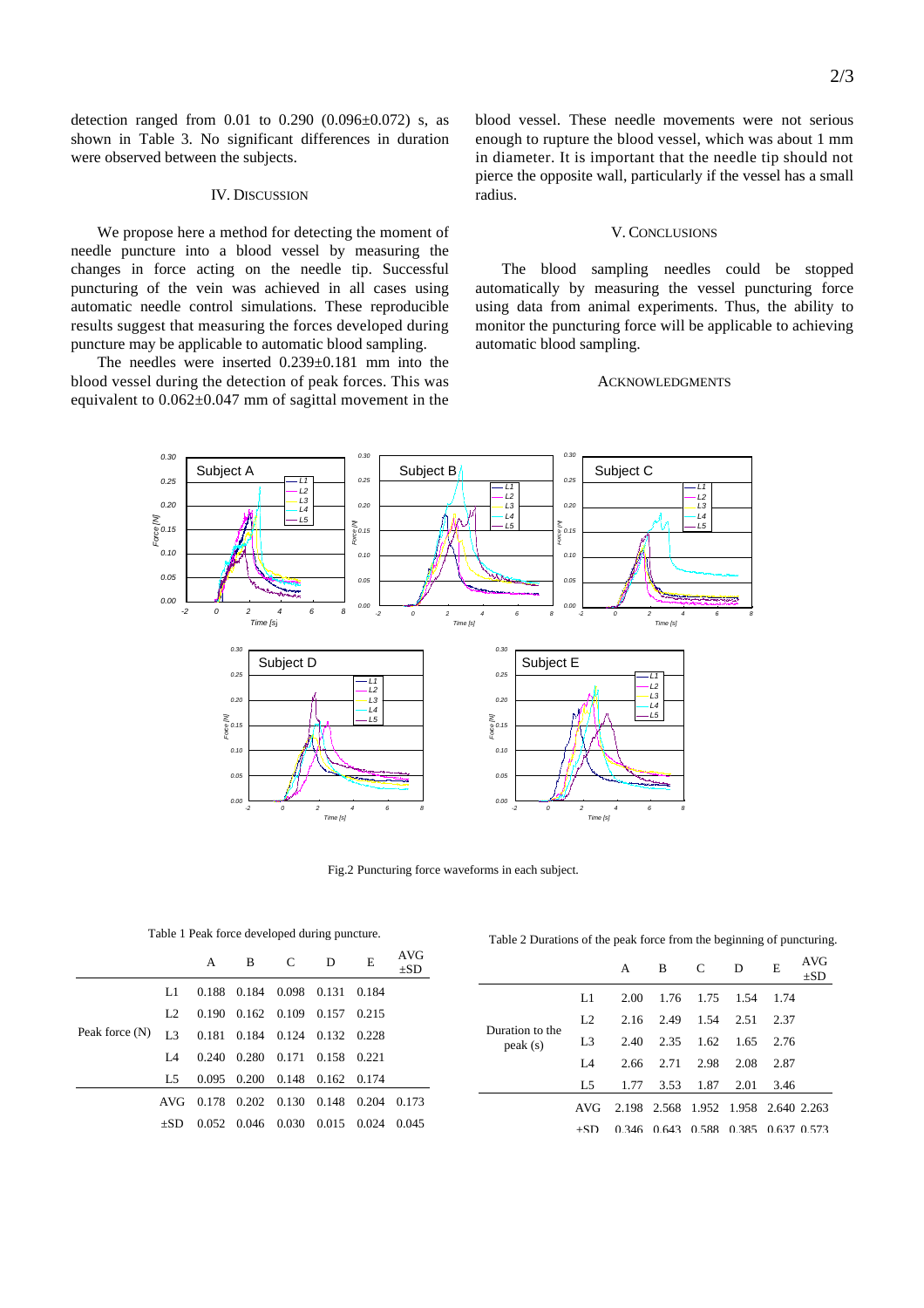detection ranged from 0.01 to 0.290 (0.096±0.072) s, as shown in Table 3. No significant differences in duration were observed between the subjects.

## IV. Discussion

We propose here a method for detecting the moment of needle puncture into a blood vessel by measuring the changes in force acting on the needle tip. Successful puncturing of the vein was achieved in all cases using automatic needle control simulations. These reproducible results suggest that measuring the forces developed during puncture may be applicable to automatic blood sampling.

The needles were inserted 0.239±0.181 mm into the blood vessel during the detection of peak forces. This was equivalent to 0.062±0.047 mm of sagittal movement in the blood vessel. These needle movements were not serious enough to rupture the blood vessel, which was about 1 mm in diameter. It is important that the needle tip should not pierce the opposite wall, particularly if the vessel has a small radius.

## V. Conclusions

The blood sampling needles could be stopped automatically by measuring the vessel puncturing force using data from animal experiments. Thus, the ability to monitor the puncturing force will be applicable to achieving automatic blood sampling.

## Acknowledgments

Fig.2 Puncturing force waveforms in each subject.

Table 1 Peak force developed during puncture.

| | | A | B | C | D | E | AVG ±SD |
|---|---|---|---|---|---|---|---|
| Peak force (N) | L1 | 0.188 | 0.184 | 0.098 | 0.131 | 0.184 | |
| | L2 | 0.190 | 0.162 | 0.109 | 0.157 | 0.215 | |
| | L3 | 0.181 | 0.184 | 0.124 | 0.132 | 0.228 | |
| | L4 | 0.240 | 0.280 | 0.171 | 0.158 | 0.221 | |
| | L5 | 0.095 | 0.200 | 0.148 | 0.162 | 0.174 | |
| | AVG | 0.178 | 0.202 | 0.130 | 0.148 | 0.204 | 0.173 |
| | ±SD | 0.052 | 0.046 | 0.030 | 0.015 | 0.024 | 0.045 |

Table 2 Durations of the peak force from the beginning of puncturing.

| | | A | B | C | D | E | AVG ±SD |
|---|---|---|---|---|---|---|---|
| Duration to the peak (s) | L1 | 2.00 | 1.76 | 1.75 | 1.54 | 1.74 | |
| | L2 | 2.16 | 2.49 | 1.54 | 2.51 | 2.37 | |
| | L3 | 2.40 | 2.35 | 1.62 | 1.65 | 2.76 | |
| | L4 | 2.66 | 2.71 | 2.98 | 2.08 | 2.87 | |
| | L5 | 1.77 | 3.53 | 1.87 | 2.01 | 3.46 | |
| | AVG | 2.198 | 2.568 | 1.952 | 1.958 | 2.640 | 2.263 |
| | ±SD | 0.346 | 0.643 | 0.588 | 0.385 | 0.637 | 0.573 |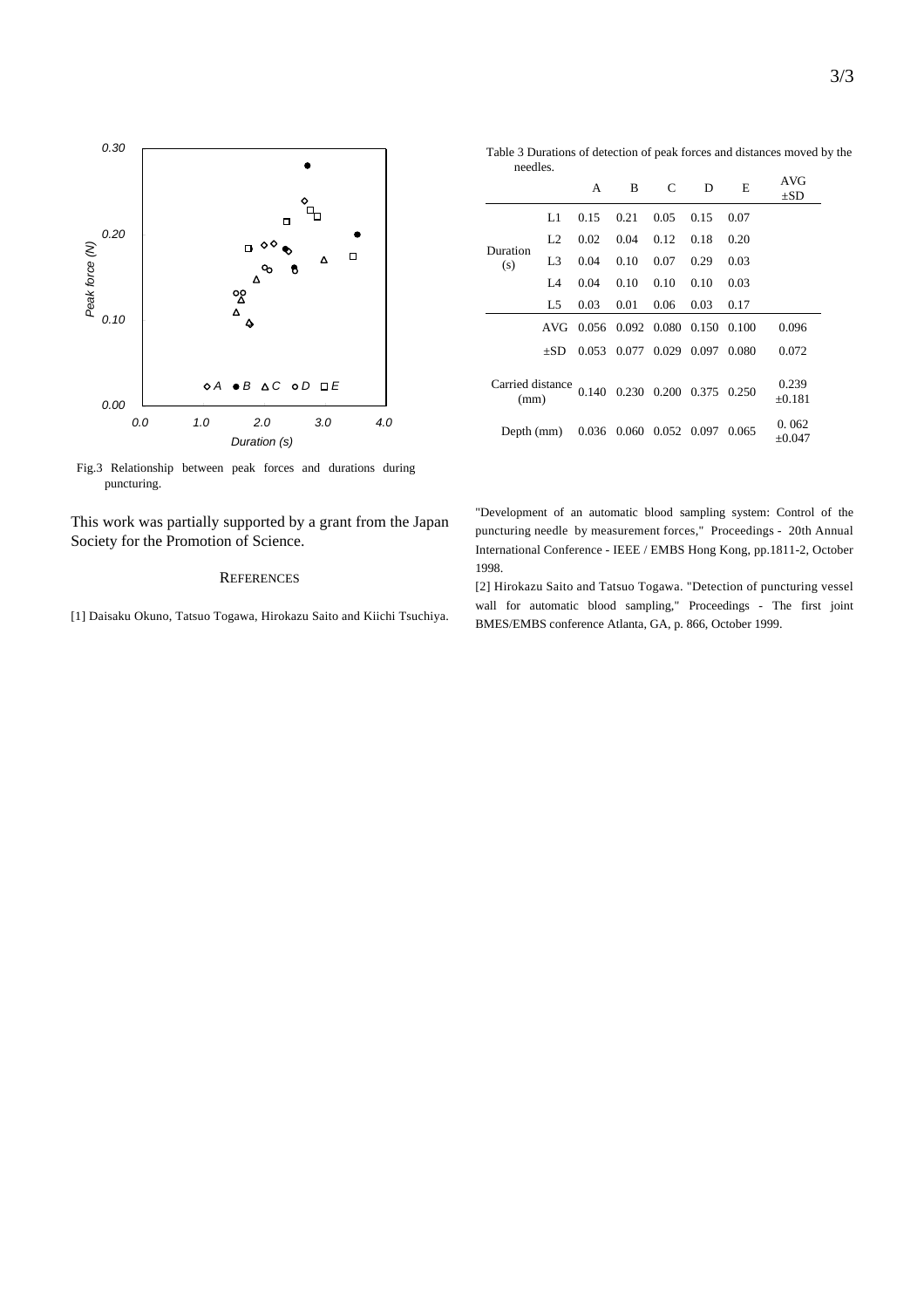0.30

0.20

0.10

0.00

Peak force (N)

0.0 1.0 2.0 3.0 4.0

Duration (s)

A B C D E

Fig.3 Relationship between peak forces and durations during puncturing.

Table 3 Durations of detection of peak forces and distances moved by the needles.

| | | A | B | C | D | E | AVG ±SD |
|---|---|---|---|---|---|---|---|
| Duration (s) | L1 | 0.15 | 0.21 | 0.05 | 0.15 | 0.07 | |
| | L2 | 0.02 | 0.04 | 0.12 | 0.18 | 0.20 | |
| | L3 | 0.04 | 0.10 | 0.07 | 0.29 | 0.03 | |
| | L4 | 0.04 | 0.10 | 0.10 | 0.10 | 0.03 | |
| | L5 | 0.03 | 0.01 | 0.06 | 0.03 | 0.17 | |
| | AVG | 0.056 | 0.092 | 0.080 | 0.150 | 0.100 | 0.096 |
| | ±SD | 0.053 | 0.077 | 0.029 | 0.097 | 0.080 | 0.072 |
| Carried distance (mm) | | 0.140 | 0.230 | 0.200 | 0.375 | 0.250 | 0.239 ±0.181 |
| Depth (mm) | | 0.036 | 0.060 | 0.052 | 0.097 | 0.065 | 0. 062 ±0.047 |

This work was partially supported by a grant from the Japan Society for the Promotion of Science.

## REFERENCES

[1] Daisaku Okuno, Tatsuo Togawa, Hirokazu Saito and Kiichi Tsuchiya. "Development of an automatic blood sampling system: Control of the puncturing needle by measurement forces," Proceedings - 20th Annual International Conference - IEEE / EMBS Hong Kong, pp.1811-2, October 1998.

[2] Hirokazu Saito and Tatsuo Togawa. "Detection of puncturing vessel wall for automatic blood sampling," Proceedings - The first joint BMES/EMBS conference Atlanta, GA, p. 866, October 1999.